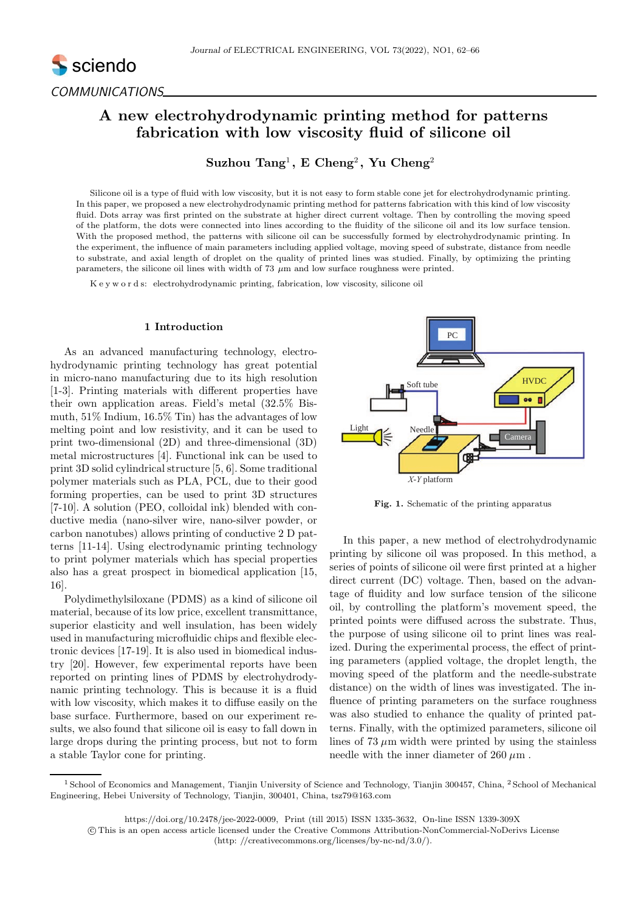COMMUNICATIONS

# A new electrohydrodynamic printing method for patterns fabrication with low viscosity fluid of silicone oil

**Suzhou Tang**[1], **E Cheng**[2], **Yu Cheng**[2]

Silicone oil is a type of fluid with low viscosity, but it is not easy to form stable cone jet for electrohydrodynamic printing. In this paper, we proposed a new electrohydrodynamic printing method for patterns fabrication with this kind of low viscosity fluid. Dots array was first printed on the substrate at higher direct current voltage. Then by controlling the moving speed of the platform, the dots were connected into lines according to the fluidity of the silicone oil and its low surface tension. With the proposed method, the patterns with silicone oil can be successfully formed by electrohydrodynamic printing. In the experiment, the influence of main parameters including applied voltage, moving speed of substrate, distance from needle to substrate, and axial length of droplet on the quality of printed lines was studied. Finally, by optimizing the printing parameters, the silicone oil lines with width of 73 $\mu$m and low surface roughness were printed.

K e y w o r d s: electrohydrodynamic printing, fabrication, low viscosity, silicone oil

## 1 Introduction

As an advanced manufacturing technology, electrohydrodynamic printing technology has great potential in micro-nano manufacturing due to its high resolution [1-3]. Printing materials with different properties have their own application areas. Field's metal (32.5% Bismuth, 51% Indium, 16.5% Tin) has the advantages of low melting point and low resistivity, and it can be used to print two-dimensional (2D) and three-dimensional (3D) metal microstructures [4]. Functional ink can be used to print 3D solid cylindrical structure [5, 6]. Some traditional polymer materials such as PLA, PCL, due to their good forming properties, can be used to print 3D structures [7-10]. A solution (PEO, colloidal ink) blended with conductive media (nano-silver wire, nano-silver powder, or carbon nanotubes) allows printing of conductive 2 D patterns [11-14]. Using electrodynamic printing technology to print polymer materials which has special properties also has a great prospect in biomedical application [15, 16].

Polydimethylsiloxane (PDMS) as a kind of silicone oil material, because of its low price, excellent transmittance, superior elasticity and well insulation, has been widely used in manufacturing microfluidic chips and flexible electronic devices [17-19]. It is also used in biomedical industry [20]. However, few experimental reports have been reported on printing lines of PDMS by electrohydrodynamic printing technology. This is because it is a fluid with low viscosity, which makes it to diffuse easily on the base surface. Furthermore, based on our experiment results, we also found that silicone oil is easy to fall down in large drops during the printing process, but not to form a stable Taylor cone for printing.

**Fig. 1.** Schematic of the printing apparatus

In this paper, a new method of electrohydrodynamic printing by silicone oil was proposed. In this method, a series of points of silicone oil were first printed at a higher direct current (DC) voltage. Then, based on the advantage of fluidity and low surface tension of the silicone oil, by controlling the platform's movement speed, the printed points were diffused across the substrate. Thus, the purpose of using silicone oil to print lines was realized. During the experimental process, the effect of printing parameters (applied voltage, the droplet length, the moving speed of the platform and the needle-substrate distance) on the width of lines was investigated. The influence of printing parameters on the surface roughness was also studied to enhance the quality of printed patterns. Finally, with the optimized parameters, silicone oil lines of 73 $\mu$m width were printed by using the stainless needle with the inner diameter of 260 $\mu$m .

---

[1] School of Economics and Management, Tianjin University of Science and Technology, Tianjin 300457, China, [2] School of Mechanical Engineering, Hebei University of Technology, Tianjin, 300401, China, tsz79@163.com

https://doi.org/10.2478/jee-2022-0009, Print (till 2015) ISSN 1335-3632, On-line ISSN 1339-309X
© This is an open access article licensed under the Creative Commons Attribution-NonCommercial-NoDerivs License (http: //creativecommons.org/licenses/by-nc-nd/3.0/).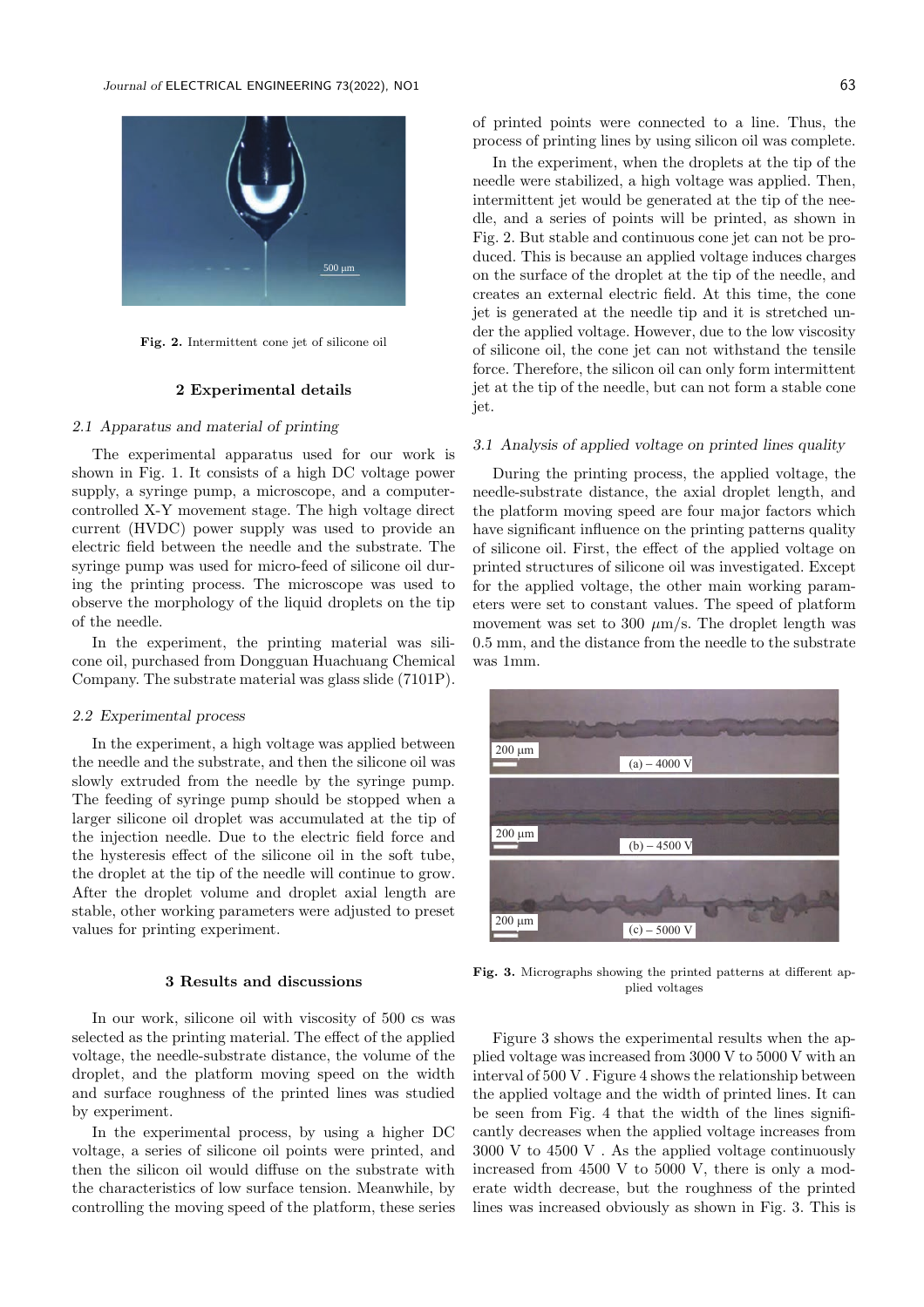Fig. 2. Intermittent cone jet of silicone oil

## 2 Experimental details

### 2.1 Apparatus and material of printing

The experimental apparatus used for our work is shown in Fig. 1. It consists of a high DC voltage power supply, a syringe pump, a microscope, and a computer-controlled X-Y movement stage. The high voltage direct current (HVDC) power supply was used to provide an electric field between the needle and the substrate. The syringe pump was used for micro-feed of silicone oil during the printing process. The microscope was used to observe the morphology of the liquid droplets on the tip of the needle.

In the experiment, the printing material was silicone oil, purchased from Dongguan Huachuang Chemical Company. The substrate material was glass slide (7101P).

### 2.2 Experimental process

In the experiment, a high voltage was applied between the needle and the substrate, and then the silicone oil was slowly extruded from the needle by the syringe pump. The feeding of syringe pump should be stopped when a larger silicone oil droplet was accumulated at the tip of the injection needle. Due to the electric field force and the hysteresis effect of the silicone oil in the soft tube, the droplet at the tip of the needle will continue to grow. After the droplet volume and droplet axial length are stable, other working parameters were adjusted to preset values for printing experiment.

## 3 Results and discussions

In our work, silicone oil with viscosity of 500 cs was selected as the printing material. The effect of the applied voltage, the needle-substrate distance, the volume of the droplet, and the platform moving speed on the width and surface roughness of the printed lines was studied by experiment.

In the experimental process, by using a higher DC voltage, a series of silicone oil points were printed, and then the silicon oil would diffuse on the substrate with the characteristics of low surface tension. Meanwhile, by controlling the moving speed of the platform, these series of printed points were connected to a line. Thus, the process of printing lines by using silicon oil was complete.

In the experiment, when the droplets at the tip of the needle were stabilized, a high voltage was applied. Then, intermittent jet would be generated at the tip of the needle, and a series of points will be printed, as shown in Fig. 2. But stable and continuous cone jet can not be produced. This is because an applied voltage induces charges on the surface of the droplet at the tip of the needle, and creates an external electric field. At this time, the cone jet is generated at the needle tip and it is stretched under the applied voltage. However, due to the low viscosity of silicone oil, the cone jet can not withstand the tensile force. Therefore, the silicon oil can only form intermittent jet at the tip of the needle, but can not form a stable cone jet.

### 3.1 Analysis of applied voltage on printed lines quality

During the printing process, the applied voltage, the needle-substrate distance, the axial droplet length, and the platform moving speed are four major factors which have significant influence on the printing patterns quality of silicone oil. First, the effect of the applied voltage on printed structures of silicone oil was investigated. Except for the applied voltage, the other main working parameters were set to constant values. The speed of platform movement was set to 300 $\mu$m/s. The droplet length was 0.5 mm, and the distance from the needle to the substrate was 1mm.

Fig. 3. Micrographs showing the printed patterns at different applied voltages

Figure 3 shows the experimental results when the applied voltage was increased from 3000 V to 5000 V with an interval of 500 V . Figure 4 shows the relationship between the applied voltage and the width of printed lines. It can be seen from Fig. 4 that the width of the lines significantly decreases when the applied voltage increases from 3000 V to 4500 V . As the applied voltage continuously increased from 4500 V to 5000 V, there is only a moderate width decrease, but the roughness of the printed lines was increased obviously as shown in Fig. 3. This is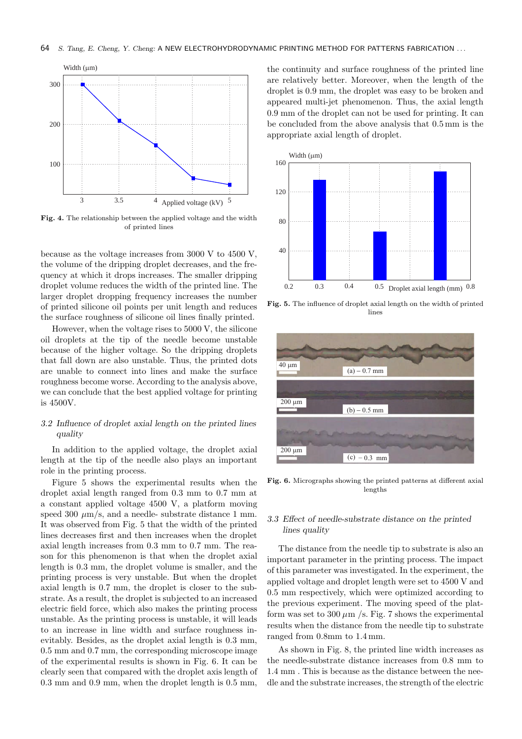Fig. 4. The relationship between the applied voltage and the width of printed lines

because as the voltage increases from 3000 V to 4500 V, the volume of the dripping droplet decreases, and the frequency at which it drops increases. The smaller dripping droplet volume reduces the width of the printed line. The larger droplet dropping frequency increases the number of printed silicone oil points per unit length and reduces the surface roughness of silicone oil lines finally printed.

However, when the voltage rises to 5000 V, the silicone oil droplets at the tip of the needle become unstable because of the higher voltage. So the dripping droplets that fall down are also unstable. Thus, the printed dots are unable to connect into lines and make the surface roughness become worse. According to the analysis above, we can conclude that the best applied voltage for printing is 4500V.

### 3.2 Influence of droplet axial length on the printed lines quality

In addition to the applied voltage, the droplet axial length at the tip of the needle also plays an important role in the printing process.

Figure 5 shows the experimental results when the droplet axial length ranged from 0.3 mm to 0.7 mm at a constant applied voltage 4500 V, a platform moving speed 300 $\mu$m/s, and a needle- substrate distance 1 mm. It was observed from Fig. 5 that the width of the printed lines decreases first and then increases when the droplet axial length increases from 0.3 mm to 0.7 mm. The reason for this phenomenon is that when the droplet axial length is 0.3 mm, the droplet volume is smaller, and the printing process is very unstable. But when the droplet axial length is 0.7 mm, the droplet is closer to the substrate. As a result, the droplet is subjected to an increased electric field force, which also makes the printing process unstable. As the printing process is unstable, it will leads to an increase in line width and surface roughness inevitably. Besides, as the droplet axial length is 0.3 mm, 0.5 mm and 0.7 mm, the corresponding microscope image of the experimental results is shown in Fig. 6. It can be clearly seen that compared with the droplet axis length of 0.3 mm and 0.9 mm, when the droplet length is 0.5 mm, the continuity and surface roughness of the printed line are relatively better. Moreover, when the length of the droplet is 0.9 mm, the droplet was easy to be broken and appeared multi-jet phenomenon. Thus, the axial length 0.9 mm of the droplet can not be used for printing. It can be concluded from the above analysis that 0.5 mm is the appropriate axial length of droplet.

Fig. 5. The influence of droplet axial length on the width of printed lines

Fig. 6. Micrographs showing the printed patterns at different axial lengths

### 3.3 Effect of needle-substrate distance on the printed lines quality

The distance from the needle tip to substrate is also an important parameter in the printing process. The impact of this parameter was investigated. In the experiment, the applied voltage and droplet length were set to 4500 V and 0.5 mm respectively, which were optimized according to the previous experiment. The moving speed of the platform was set to 300 $\mu$m /s. Fig. 7 shows the experimental results when the distance from the needle tip to substrate ranged from 0.8mm to 1.4 mm.

As shown in Fig. 8, the printed line width increases as the needle-substrate distance increases from 0.8 mm to 1.4 mm . This is because as the distance between the needle and the substrate increases, the strength of the electric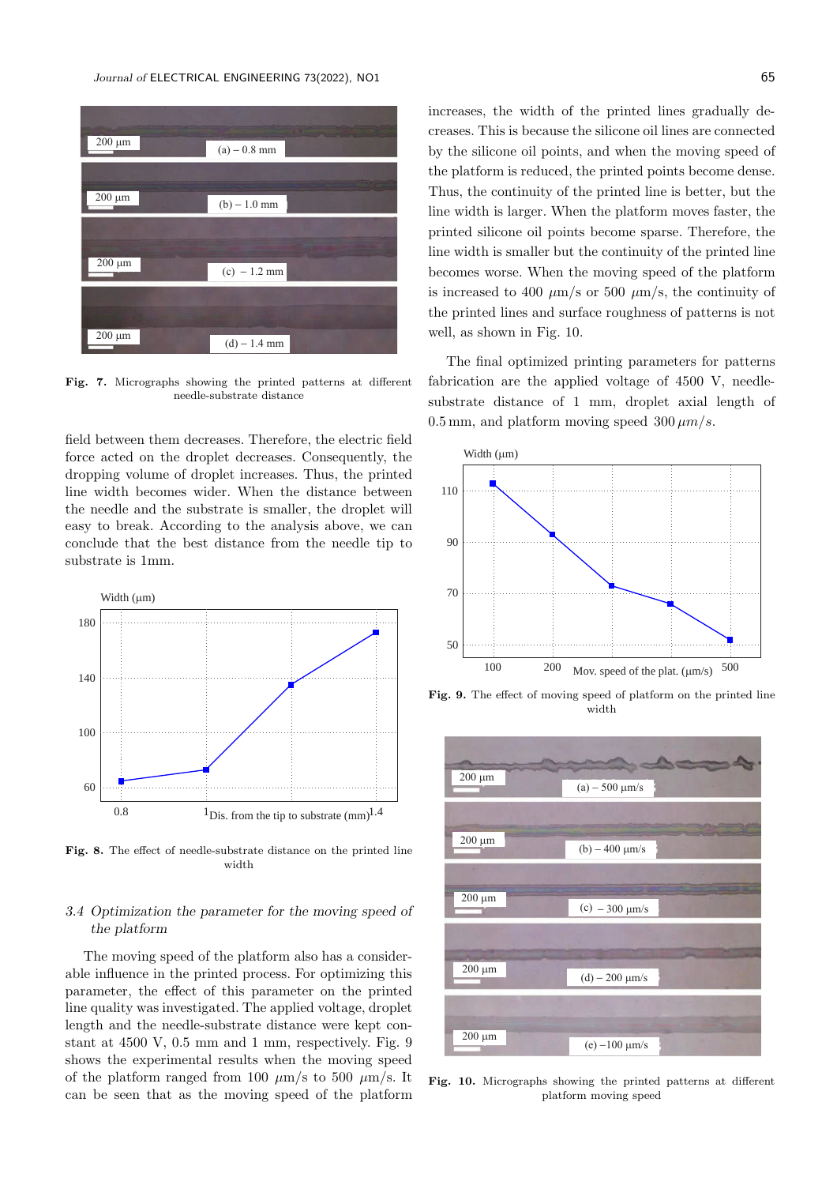Fig. 7. Micrographs showing the printed patterns at different needle-substrate distance

field between them decreases. Therefore, the electric field force acted on the droplet decreases. Consequently, the dropping volume of droplet increases. Thus, the printed line width becomes wider. When the distance between the needle and the substrate is smaller, the droplet will easy to break. According to the analysis above, we can conclude that the best distance from the needle tip to substrate is 1mm.

Fig. 8. The effect of needle-substrate distance on the printed line width

### 3.4 Optimization the parameter for the moving speed of the platform

The moving speed of the platform also has a considerable influence in the printed process. For optimizing this parameter, the effect of this parameter on the printed line quality was investigated. The applied voltage, droplet length and the needle-substrate distance were kept constant at 4500 V, 0.5 mm and 1 mm, respectively. Fig. 9 shows the experimental results when the moving speed of the platform ranged from 100 $\mu$m/s to 500 $\mu$m/s. It can be seen that as the moving speed of the platform increases, the width of the printed lines gradually decreases. This is because the silicone oil lines are connected by the silicone oil points, and when the moving speed of the platform is reduced, the printed points become dense. Thus, the continuity of the printed line is better, but the line width is larger. When the platform moves faster, the printed silicone oil points become sparse. Therefore, the line width is smaller but the continuity of the printed line becomes worse. When the moving speed of the platform is increased to 400 $\mu$m/s or 500 $\mu$m/s, the continuity of the printed lines and surface roughness of patterns is not well, as shown in Fig. 10.

The final optimized printing parameters for patterns fabrication are the applied voltage of 4500 V, needle-substrate distance of 1 mm, droplet axial length of 0.5 mm, and platform moving speed 300 $\mu m/s$.

Fig. 9. The effect of moving speed of platform on the printed line width

Fig. 10. Micrographs showing the printed patterns at different platform moving speed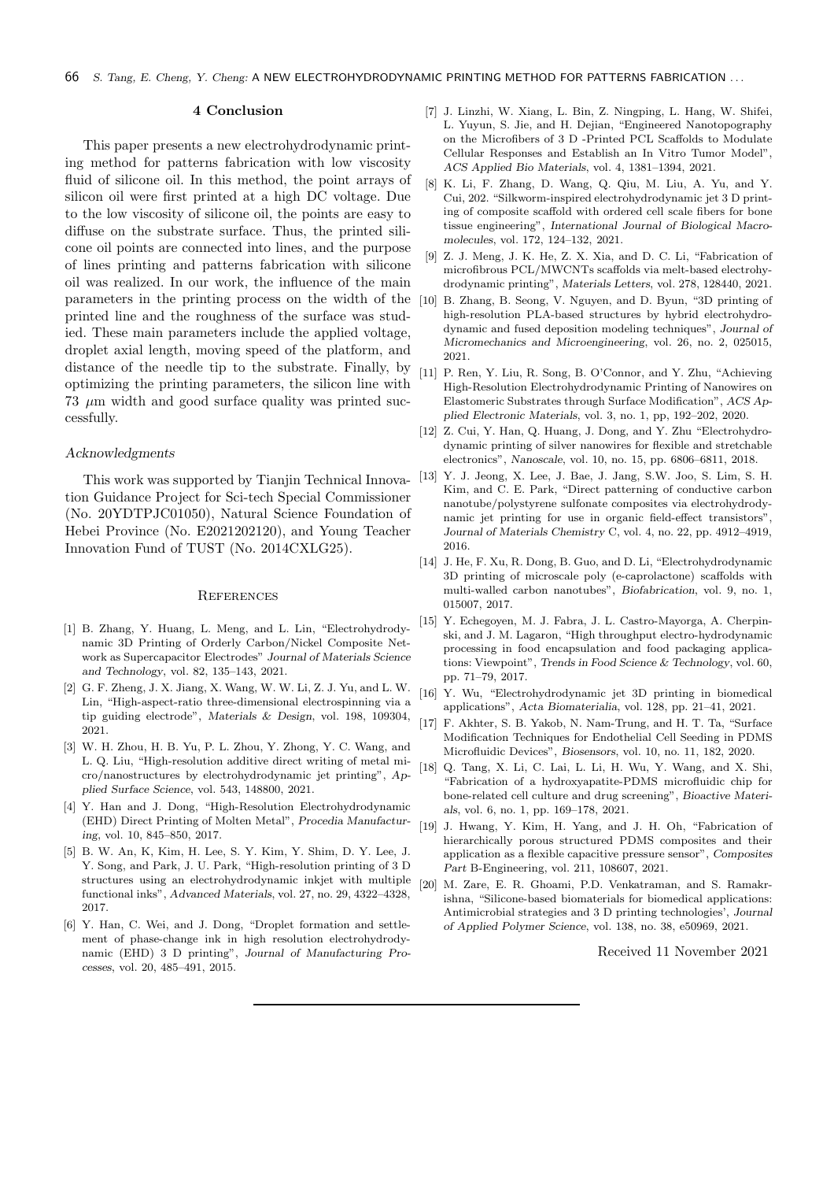## 4 Conclusion

This paper presents a new electrohydrodynamic printing method for patterns fabrication with low viscosity fluid of silicone oil. In this method, the point arrays of silicon oil were first printed at a high DC voltage. Due to the low viscosity of silicone oil, the points are easy to diffuse on the substrate surface. Thus, the printed silicone oil points are connected into lines, and the purpose of lines printing and patterns fabrication with silicone oil was realized. In our work, the influence of the main parameters in the printing process on the width of the printed line and the roughness of the surface was studied. These main parameters include the applied voltage, droplet axial length, moving speed of the platform, and distance of the needle tip to the substrate. Finally, by optimizing the printing parameters, the silicon line with 73 $\mu$m width and good surface quality was printed successfully.

### *Acknowledgments*

This work was supported by Tianjin Technical Innovation Guidance Project for Sci-tech Special Commissioner (No. 20YDTPJC01050), Natural Science Foundation of Hebei Province (No. E2021202120), and Young Teacher Innovation Fund of TUST (No. 2014CXLG25).

## References

[1] B. Zhang, Y. Huang, L. Meng, and L. Lin, "Electrohydrodynamic 3D Printing of Orderly Carbon/Nickel Composite Network as Supercapacitor Electrodes" *Journal of Materials Science and Technology*, vol. 82, 135–143, 2021.

[2] G. F. Zheng, J. X. Jiang, X. Wang, W. W. Li, Z. J. Yu, and L. W. Lin, "High-aspect-ratio three-dimensional electrospinning via a tip guiding electrode", *Materials & Design*, vol. 198, 109304, 2021.

[3] W. H. Zhou, H. B. Yu, P. L. Zhou, Y. Zhong, Y. C. Wang, and L. Q. Liu, "High-resolution additive direct writing of metal micro/nanostructures by electrohydrodynamic jet printing", *Applied Surface Science*, vol. 543, 148800, 2021.

[4] Y. Han and J. Dong, "High-Resolution Electrohydrodynamic (EHD) Direct Printing of Molten Metal", *Procedia Manufacturing*, vol. 10, 845–850, 2017.

[5] B. W. An, K, Kim, H. Lee, S. Y. Kim, Y. Shim, D. Y. Lee, J. Y. Song, and Park, J. U. Park, "High-resolution printing of 3 D structures using an electrohydrodynamic inkjet with multiple functional inks", *Advanced Materials*, vol. 27, no. 29, 4322–4328, 2017.

[6] Y. Han, C. Wei, and J. Dong, "Droplet formation and settlement of phase-change ink in high resolution electrohydrodynamic (EHD) 3 D printing", *Journal of Manufacturing Processes*, vol. 20, 485–491, 2015.

[7] J. Linzhi, W. Xiang, L. Bin, Z. Ningping, L. Hang, W. Shifei, L. Yuyun, S. Jie, and H. Dejian, "Engineered Nanotopography on the Microfibers of 3 D -Printed PCL Scaffolds to Modulate Cellular Responses and Establish an In Vitro Tumor Model", *ACS Applied Bio Materials*, vol. 4, 1381–1394, 2021.

[8] K. Li, F. Zhang, D. Wang, Q. Qiu, M. Liu, A. Yu, and Y. Cui, 202. "Silkworm-inspired electrohydrodynamic jet 3 D printing of composite scaffold with ordered cell scale fibers for bone tissue engineering", *International Journal of Biological Macromolecules*, vol. 172, 124–132, 2021.

[9] Z. J. Meng, J. K. He, Z. X. Xia, and D. C. Li, "Fabrication of microfibrous PCL/MWCNTs scaffolds via melt-based electrohydrodynamic printing", *Materials Letters*, vol. 278, 128440, 2021.

[10] B. Zhang, B. Seong, V. Nguyen, and D. Byun, "3D printing of high-resolution PLA-based structures by hybrid electrohydrodynamic and fused deposition modeling techniques", *Journal of Micromechanics and Microengineering*, vol. 26, no. 2, 025015, 2021.

[11] P. Ren, Y. Liu, R. Song, B. O'Connor, and Y. Zhu, "Achieving High-Resolution Electrohydrodynamic Printing of Nanowires on Elastomeric Substrates through Surface Modification", *ACS Applied Electronic Materials*, vol. 3, no. 1, pp, 192–202, 2020.

[12] Z. Cui, Y. Han, Q. Huang, J. Dong, and Y. Zhu "Electrohydrodynamic printing of silver nanowires for flexible and stretchable electronics", *Nanoscale*, vol. 10, no. 15, pp. 6806–6811, 2018.

[13] Y. J. Jeong, X. Lee, J. Bae, J. Jang, S.W. Joo, S. Lim, S. H. Kim, and C. E. Park, "Direct patterning of conductive carbon nanotube/polystyrene sulfonate composites via electrohydrodynamic jet printing for use in organic field-effect transistors", *Journal of Materials Chemistry* C, vol. 4, no. 22, pp. 4912–4919, 2016.

[14] J. He, F. Xu, R. Dong, B. Guo, and D. Li, "Electrohydrodynamic 3D printing of microscale poly (e-caprolactone) scaffolds with multi-walled carbon nanotubes", *Biofabrication*, vol. 9, no. 1, 015007, 2017.

[15] Y. Echegoyen, M. J. Fabra, J. L. Castro-Mayorga, A. Cherpinski, and J. M. Lagaron, "High throughput electro-hydrodynamic processing in food encapsulation and food packaging applications: Viewpoint", *Trends in Food Science & Technology*, vol. 60, pp. 71–79, 2017.

[16] Y. Wu, "Electrohydrodynamic jet 3D printing in biomedical applications", *Acta Biomaterialia*, vol. 128, pp. 21–41, 2021.

[17] F. Akhter, S. B. Yakob, N. Nam-Trung, and H. T. Ta, "Surface Modification Techniques for Endothelial Cell Seeding in PDMS Microfluidic Devices", *Biosensors*, vol. 10, no. 11, 182, 2020.

[18] Q. Tang, X. Li, C. Lai, L. Li, H. Wu, Y. Wang, and X. Shi, "Fabrication of a hydroxyapatite-PDMS microfluidic chip for bone-related cell culture and drug screening", *Bioactive Materials*, vol. 6, no. 1, pp. 169–178, 2021.

[19] J. Hwang, Y. Kim, H. Yang, and J. H. Oh, "Fabrication of hierarchically porous structured PDMS composites and their application as a flexible capacitive pressure sensor", *Composites Part* B-Engineering, vol. 211, 108607, 2021.

[20] M. Zare, E. R. Ghoami, P.D. Venkatraman, and S. Ramakrishna, "Silicone-based biomaterials for biomedical applications: Antimicrobial strategies and 3 D printing technologies', *Journal of Applied Polymer Science*, vol. 138, no. 38, e50969, 2021.

Received 11 November 2021